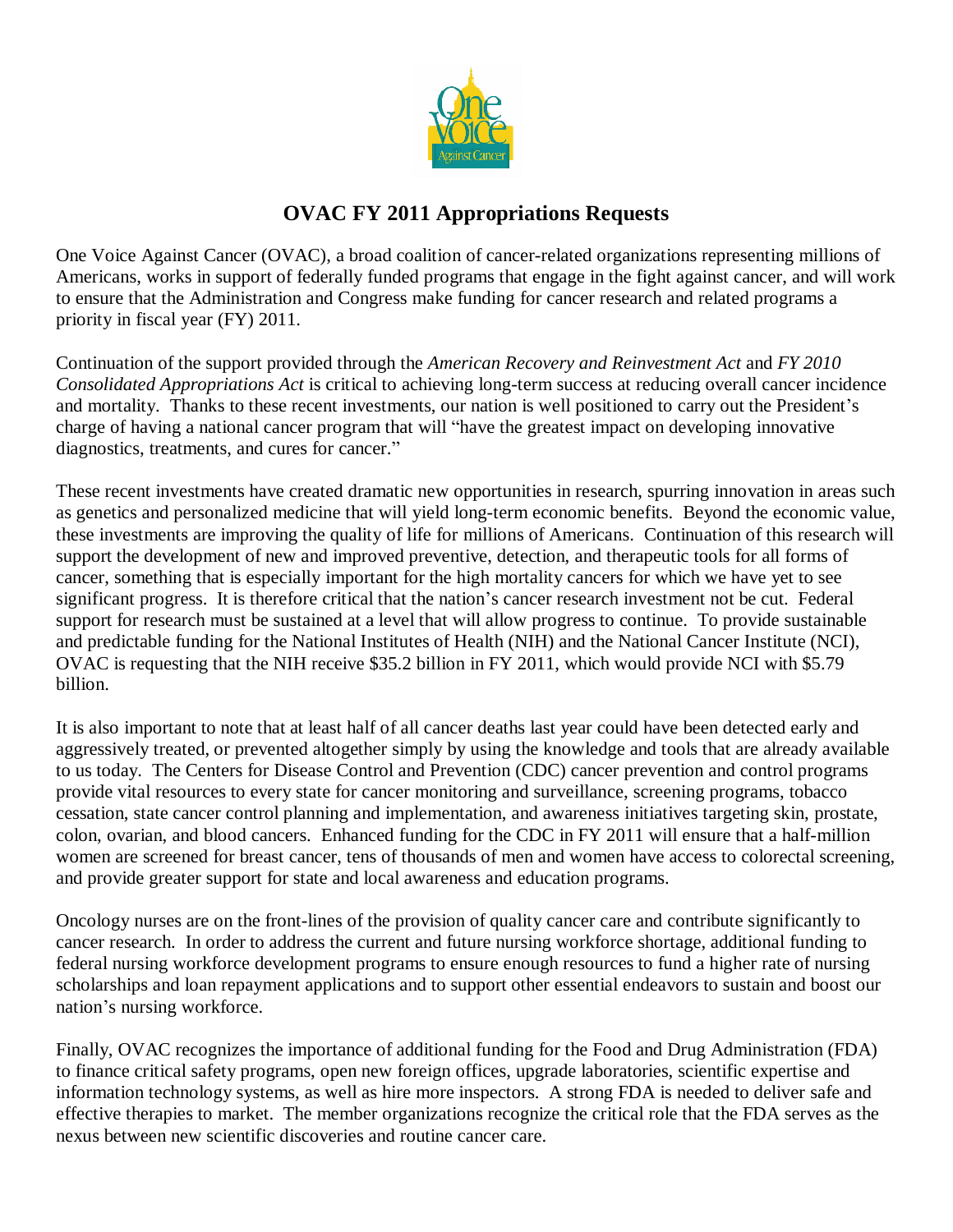# OVAC FY 2011 Appropriations Requests

One Voice Against Cancer (OVAC), a broad coalition of cancer-related organizations representing millions of Americans, works in support of federally funded programs that engage in the fight against cancer, and will work to ensure that the Administration and Congress make funding for cancer research and related programs a priority in fiscal year (FY) 2011.

Continuation of the support provided through the *American Recovery and Reinvestment Act* and *FY 2010 Consolidated Appropriations Act* is critical to achieving long-term success at reducing overall cancer incidence and mortality. Thanks to these recent investments, our nation is well positioned to carry out the President's charge of having a national cancer program that will "have the greatest impact on developing innovative diagnostics, treatments, and cures for cancer."

These recent investments have created dramatic new opportunities in research, spurring innovation in areas such as genetics and personalized medicine that will yield long-term economic benefits. Beyond the economic value, these investments are improving the quality of life for millions of Americans. Continuation of this research will support the development of new and improved preventive, detection, and therapeutic tools for all forms of cancer, something that is especially important for the high mortality cancers for which we have yet to see significant progress. It is therefore critical that the nation's cancer research investment not be cut. Federal support for research must be sustained at a level that will allow progress to continue. To provide sustainable and predictable funding for the National Institutes of Health (NIH) and the National Cancer Institute (NCI), OVAC is requesting that the NIH receive $35.2 billion in FY 2011, which would provide NCI with $5.79 billion.

It is also important to note that at least half of all cancer deaths last year could have been detected early and aggressively treated, or prevented altogether simply by using the knowledge and tools that are already available to us today. The Centers for Disease Control and Prevention (CDC) cancer prevention and control programs provide vital resources to every state for cancer monitoring and surveillance, screening programs, tobacco cessation, state cancer control planning and implementation, and awareness initiatives targeting skin, prostate, colon, ovarian, and blood cancers. Enhanced funding for the CDC in FY 2011 will ensure that a half-million women are screened for breast cancer, tens of thousands of men and women have access to colorectal screening, and provide greater support for state and local awareness and education programs.

Oncology nurses are on the front-lines of the provision of quality cancer care and contribute significantly to cancer research. In order to address the current and future nursing workforce shortage, additional funding to federal nursing workforce development programs to ensure enough resources to fund a higher rate of nursing scholarships and loan repayment applications and to support other essential endeavors to sustain and boost our nation's nursing workforce.

Finally, OVAC recognizes the importance of additional funding for the Food and Drug Administration (FDA) to finance critical safety programs, open new foreign offices, upgrade laboratories, scientific expertise and information technology systems, as well as hire more inspectors. A strong FDA is needed to deliver safe and effective therapies to market. The member organizations recognize the critical role that the FDA serves as the nexus between new scientific discoveries and routine cancer care.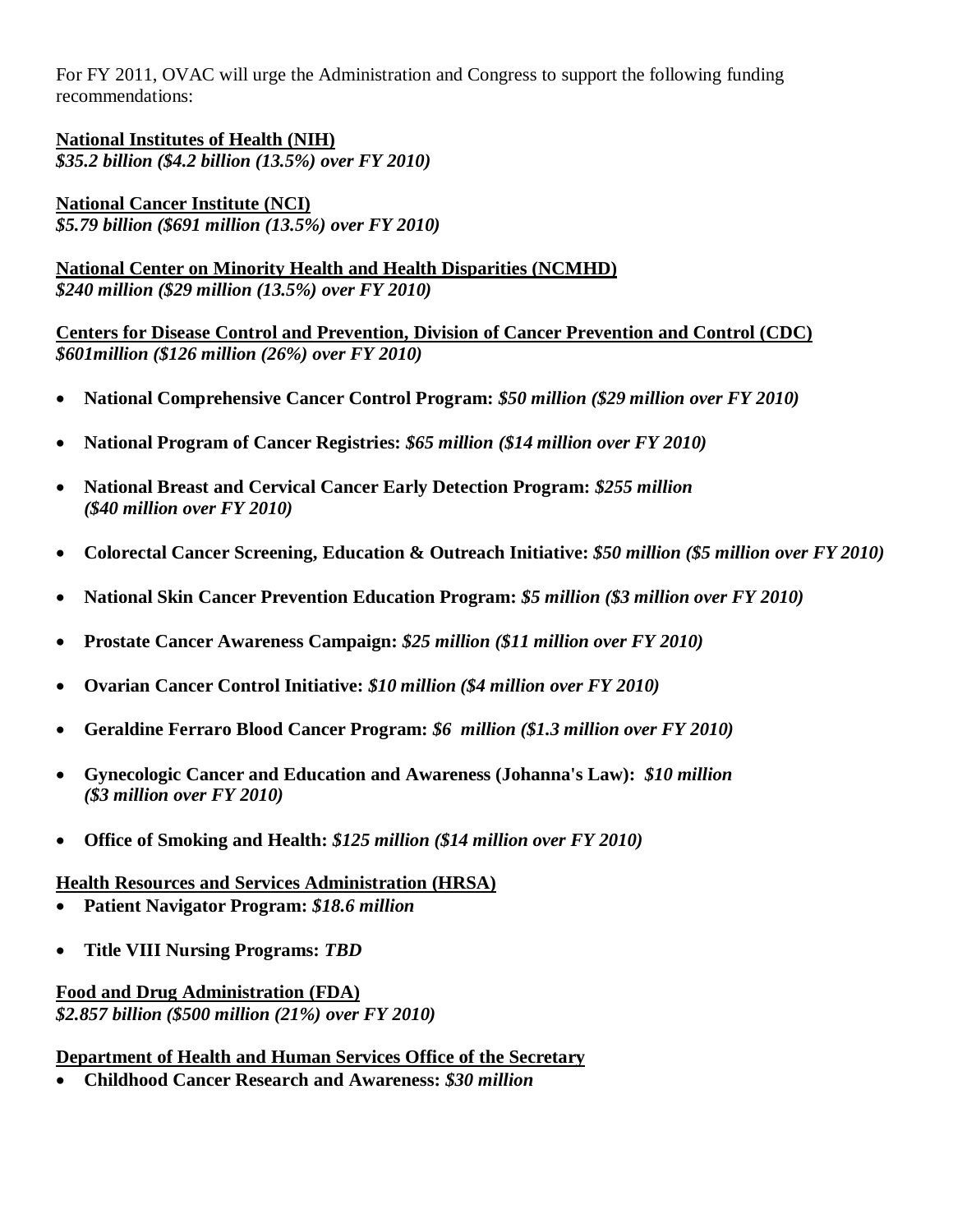For FY 2011, OVAC will urge the Administration and Congress to support the following funding recommendations:

**National Institutes of Health (NIH)**
***$35.2 billion ($4.2 billion (13.5%) over FY 2010)***

**National Cancer Institute (NCI)**
***$5.79 billion ($691 million (13.5%) over FY 2010)***

**National Center on Minority Health and Health Disparities (NCMHD)**
***$240 million ($29 million (13.5%) over FY 2010)***

**Centers for Disease Control and Prevention, Division of Cancer Prevention and Control (CDC)**
***$601million ($126 million (26%) over FY 2010)***

- **National Comprehensive Cancer Control Program:** ***$50 million ($29 million over FY 2010)***
- **National Program of Cancer Registries:** ***$65 million ($14 million over FY 2010)***
- **National Breast and Cervical Cancer Early Detection Program:** ***$255 million ($40 million over FY 2010)***
- **Colorectal Cancer Screening, Education & Outreach Initiative:** ***$50 million ($5 million over FY 2010)***
- **National Skin Cancer Prevention Education Program:** ***$5 million ($3 million over FY 2010)***
- **Prostate Cancer Awareness Campaign:** ***$25 million ($11 million over FY 2010)***
- **Ovarian Cancer Control Initiative:** ***$10 million ($4 million over FY 2010)***
- **Geraldine Ferraro Blood Cancer Program:** ***$6 million ($1.3 million over FY 2010)***
- **Gynecologic Cancer and Education and Awareness (Johanna's Law):** ***$10 million ($3 million over FY 2010)***
- **Office of Smoking and Health:** ***$125 million ($14 million over FY 2010)***

**Health Resources and Services Administration (HRSA)**

- **Patient Navigator Program:** ***$18.6 million***
- **Title VIII Nursing Programs:** ***TBD***

**Food and Drug Administration (FDA)**
***$2.857 billion ($500 million (21%) over FY 2010)***

**Department of Health and Human Services Office of the Secretary**

- **Childhood Cancer Research and Awareness:** ***$30 million***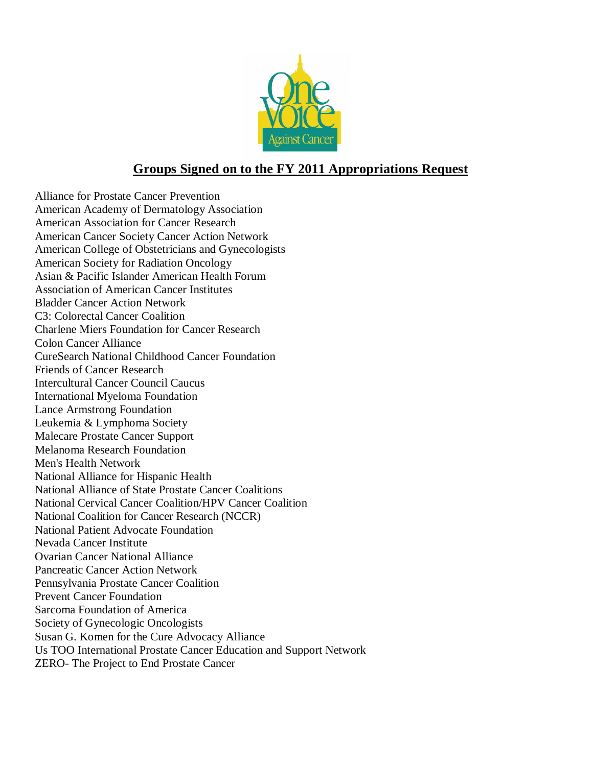## Groups Signed on to the FY 2011 Appropriations Request

Alliance for Prostate Cancer Prevention
American Academy of Dermatology Association
American Association for Cancer Research
American Cancer Society Cancer Action Network
American College of Obstetricians and Gynecologists
American Society for Radiation Oncology
Asian & Pacific Islander American Health Forum
Association of American Cancer Institutes
Bladder Cancer Action Network
C3: Colorectal Cancer Coalition
Charlene Miers Foundation for Cancer Research
Colon Cancer Alliance
CureSearch National Childhood Cancer Foundation
Friends of Cancer Research
Intercultural Cancer Council Caucus
International Myeloma Foundation
Lance Armstrong Foundation
Leukemia & Lymphoma Society
Malecare Prostate Cancer Support
Melanoma Research Foundation
Men's Health Network
National Alliance for Hispanic Health
National Alliance of State Prostate Cancer Coalitions
National Cervical Cancer Coalition/HPV Cancer Coalition
National Coalition for Cancer Research (NCCR)
National Patient Advocate Foundation
Nevada Cancer Institute
Ovarian Cancer National Alliance
Pancreatic Cancer Action Network
Pennsylvania Prostate Cancer Coalition
Prevent Cancer Foundation
Sarcoma Foundation of America
Society of Gynecologic Oncologists
Susan G. Komen for the Cure Advocacy Alliance
Us TOO International Prostate Cancer Education and Support Network
ZERO- The Project to End Prostate Cancer